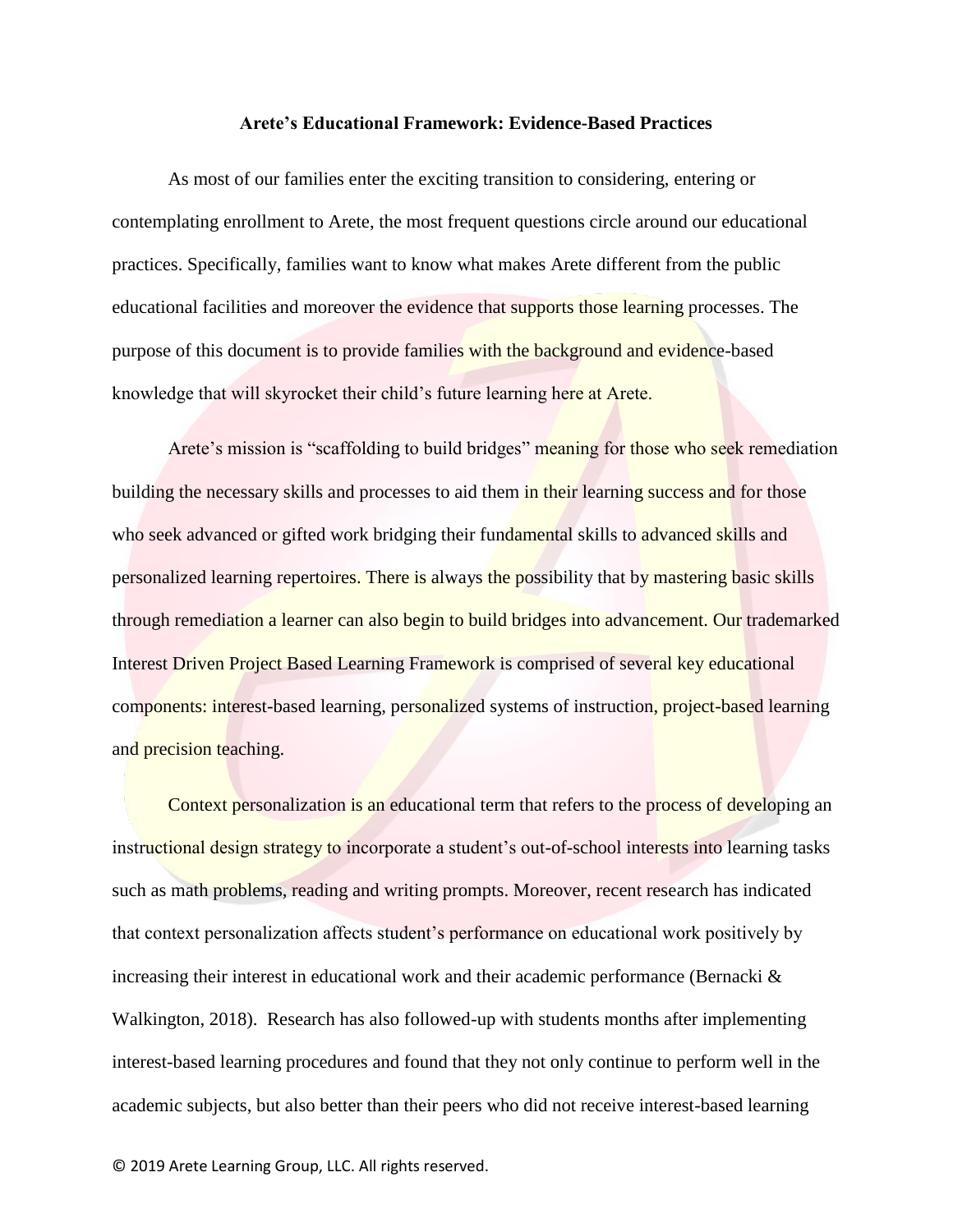**Arete's Educational Framework: Evidence-Based Practices**

As most of our families enter the exciting transition to considering, entering or contemplating enrollment to Arete, the most frequent questions circle around our educational practices. Specifically, families want to know what makes Arete different from the public educational facilities and moreover the evidence that supports those learning processes. The purpose of this document is to provide families with the background and evidence-based knowledge that will skyrocket their child's future learning here at Arete.

Arete's mission is "scaffolding to build bridges" meaning for those who seek remediation building the necessary skills and processes to aid them in their learning success and for those who seek advanced or gifted work bridging their fundamental skills to advanced skills and personalized learning repertoires. There is always the possibility that by mastering basic skills through remediation a learner can also begin to build bridges into advancement. Our trademarked Interest Driven Project Based Learning Framework is comprised of several key educational components: interest-based learning, personalized systems of instruction, project-based learning and precision teaching.

Context personalization is an educational term that refers to the process of developing an instructional design strategy to incorporate a student's out-of-school interests into learning tasks such as math problems, reading and writing prompts. Moreover, recent research has indicated that context personalization affects student's performance on educational work positively by increasing their interest in educational work and their academic performance (Bernacki & Walkington, 2018). Research has also followed-up with students months after implementing interest-based learning procedures and found that they not only continue to perform well in the academic subjects, but also better than their peers who did not receive interest-based learning

© 2019 Arete Learning Group, LLC. All rights reserved.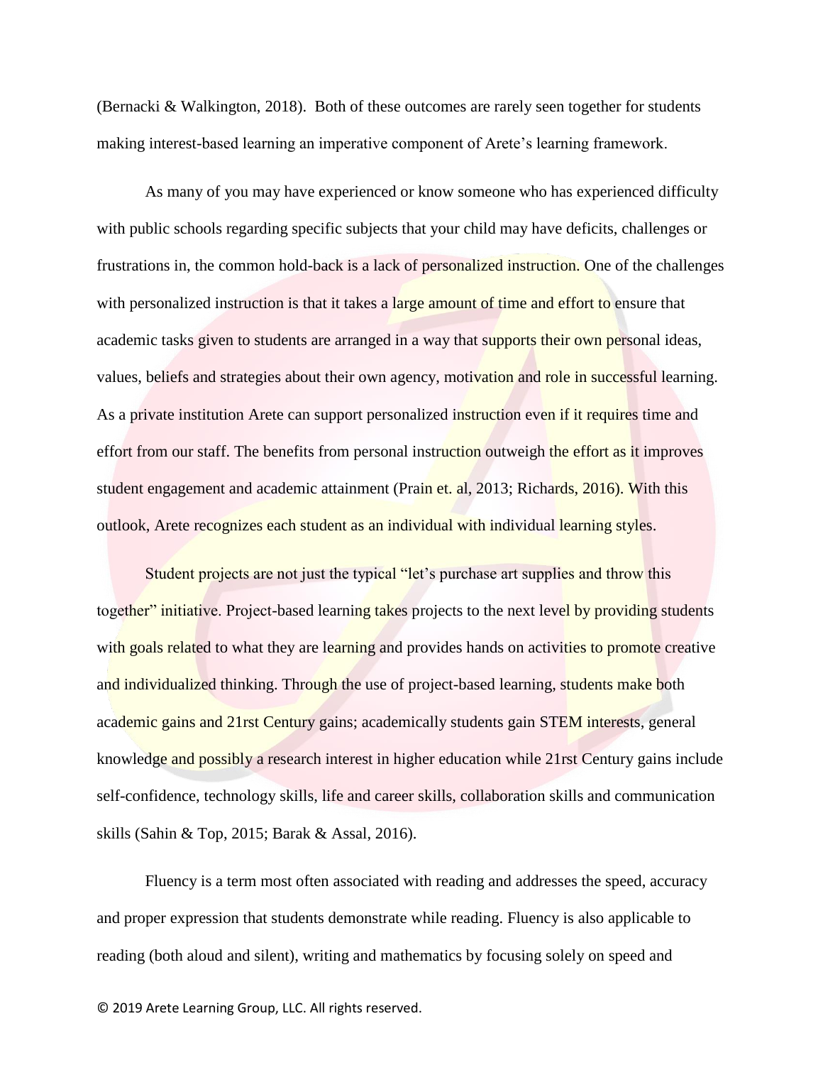(Bernacki & Walkington, 2018). Both of these outcomes are rarely seen together for students making interest-based learning an imperative component of Arete's learning framework.

As many of you may have experienced or know someone who has experienced difficulty with public schools regarding specific subjects that your child may have deficits, challenges or frustrations in, the common hold-back is a lack of personalized instruction. One of the challenges with personalized instruction is that it takes a large amount of time and effort to ensure that academic tasks given to students are arranged in a way that supports their own personal ideas, values, beliefs and strategies about their own agency, motivation and role in successful learning. As a private institution Arete can support personalized instruction even if it requires time and effort from our staff. The benefits from personal instruction outweigh the effort as it improves student engagement and academic attainment (Prain et. al, 2013; Richards, 2016). With this outlook, Arete recognizes each student as an individual with individual learning styles.

Student projects are not just the typical "let's purchase art supplies and throw this together" initiative. Project-based learning takes projects to the next level by providing students with goals related to what they are learning and provides hands on activities to promote creative and individualized thinking. Through the use of project-based learning, students make both academic gains and 21rst Century gains; academically students gain STEM interests, general knowledge and possibly a research interest in higher education while 21rst Century gains include self-confidence, technology skills, life and career skills, collaboration skills and communication skills (Sahin & Top, 2015; Barak & Assal, 2016).

Fluency is a term most often associated with reading and addresses the speed, accuracy and proper expression that students demonstrate while reading. Fluency is also applicable to reading (both aloud and silent), writing and mathematics by focusing solely on speed and

© 2019 Arete Learning Group, LLC. All rights reserved.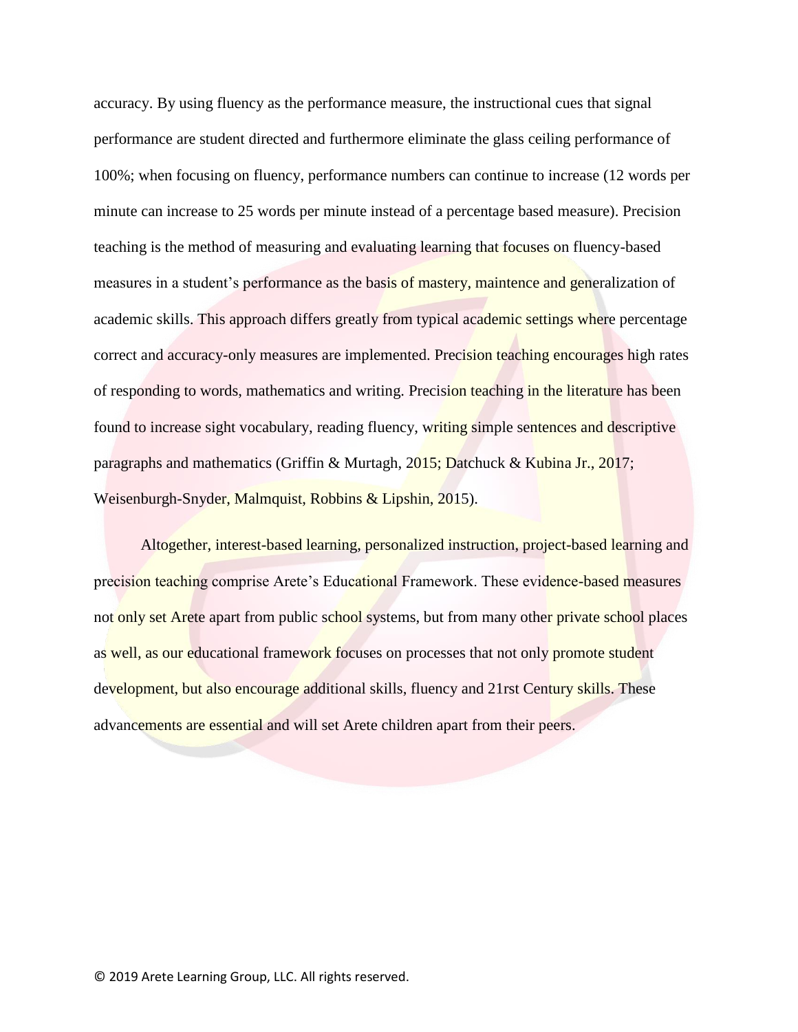accuracy. By using fluency as the performance measure, the instructional cues that signal performance are student directed and furthermore eliminate the glass ceiling performance of 100%; when focusing on fluency, performance numbers can continue to increase (12 words per minute can increase to 25 words per minute instead of a percentage based measure). Precision teaching is the method of measuring and evaluating learning that focuses on fluency-based measures in a student's performance as the basis of mastery, maintence and generalization of academic skills. This approach differs greatly from typical academic settings where percentage correct and accuracy-only measures are implemented. Precision teaching encourages high rates of responding to words, mathematics and writing. Precision teaching in the literature has been found to increase sight vocabulary, reading fluency, writing simple sentences and descriptive paragraphs and mathematics (Griffin & Murtagh, 2015; Datchuck & Kubina Jr., 2017; Weisenburgh-Snyder, Malmquist, Robbins & Lipshin, 2015).

Altogether, interest-based learning, personalized instruction, project-based learning and precision teaching comprise Arete's Educational Framework. These evidence-based measures not only set Arete apart from public school systems, but from many other private school places as well, as our educational framework focuses on processes that not only promote student development, but also encourage additional skills, fluency and 21rst Century skills. These advancements are essential and will set Arete children apart from their peers.

© 2019 Arete Learning Group, LLC. All rights reserved.